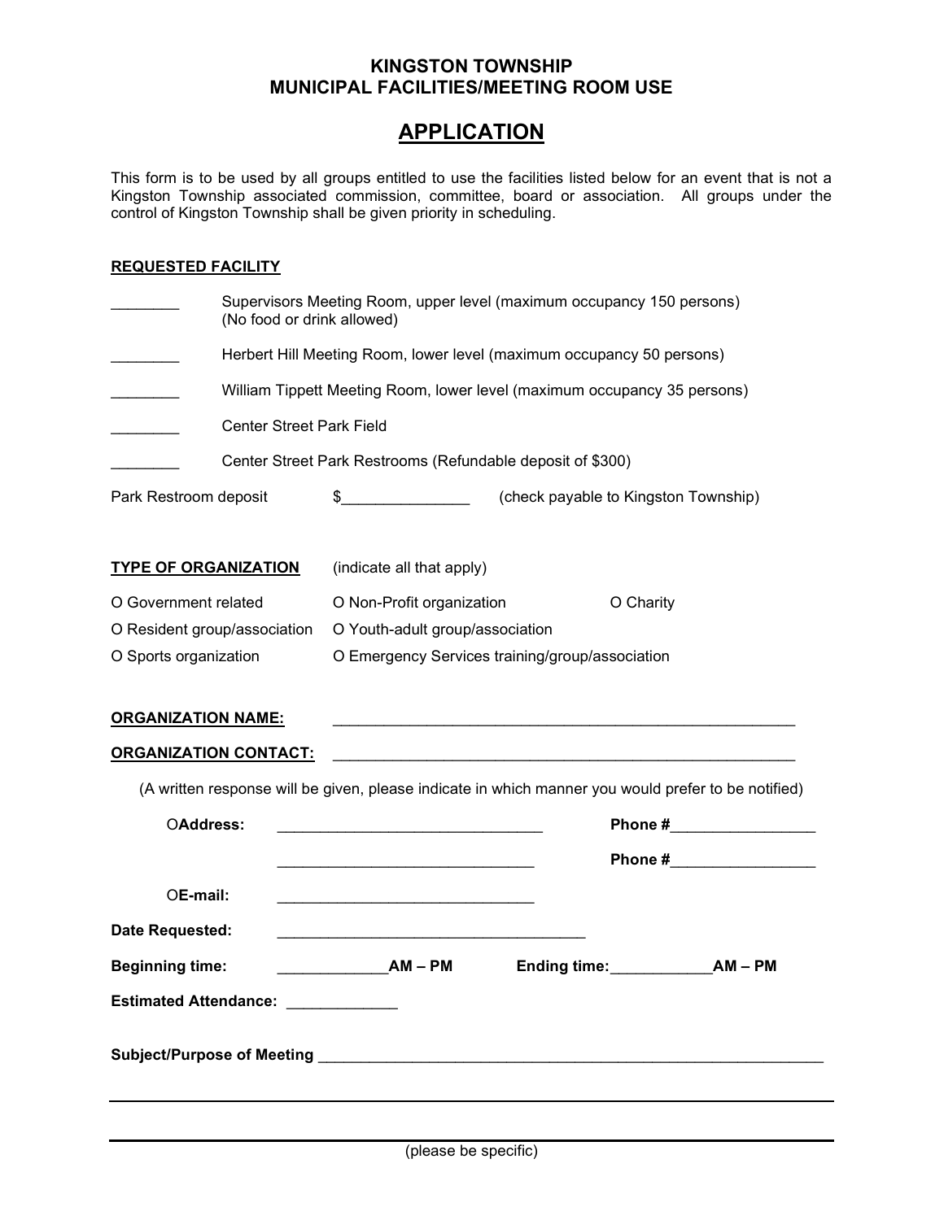**KINGSTON TOWNSHIP**
**MUNICIPAL FACILITIES/MEETING ROOM USE**

# APPLICATION

This form is to be used by all groups entitled to use the facilities listed below for an event that is not a Kingston Township associated commission, committee, board or association. All groups under the control of Kingston Township shall be given priority in scheduling.

**REQUESTED FACILITY**

________ Supervisors Meeting Room, upper level (maximum occupancy 150 persons) (No food or drink allowed)

________ Herbert Hill Meeting Room, lower level (maximum occupancy 50 persons)

________ William Tippett Meeting Room, lower level (maximum occupancy 35 persons)

________ Center Street Park Field

________ Center Street Park Restrooms (Refundable deposit of $300)

Park Restroom deposit $_______________ (check payable to Kingston Township)

**TYPE OF ORGANIZATION** (indicate all that apply)

O Government related   O Non-Profit organization   O Charity

O Resident group/association   O Youth-adult group/association

O Sports organization   O Emergency Services training/group/association

**ORGANIZATION NAME:** ________________________________________________________

**ORGANIZATION CONTACT:** ________________________________________________________

(A written response will be given, please indicate in which manner you would prefer to be notified)

O**Address:** _______________________________ **Phone #**_________________

_______________________________ **Phone #**_________________

O**E-mail:** _______________________________

**Date Requested:** ____________________________________

**Beginning time:** _____________**AM – PM** **Ending time:**____________**AM – PM**

**Estimated Attendance:** _____________

**Subject/Purpose of Meeting** ______________________________________________________________

______________________________________________________________________________

______________________________________________________________________________

(please be specific)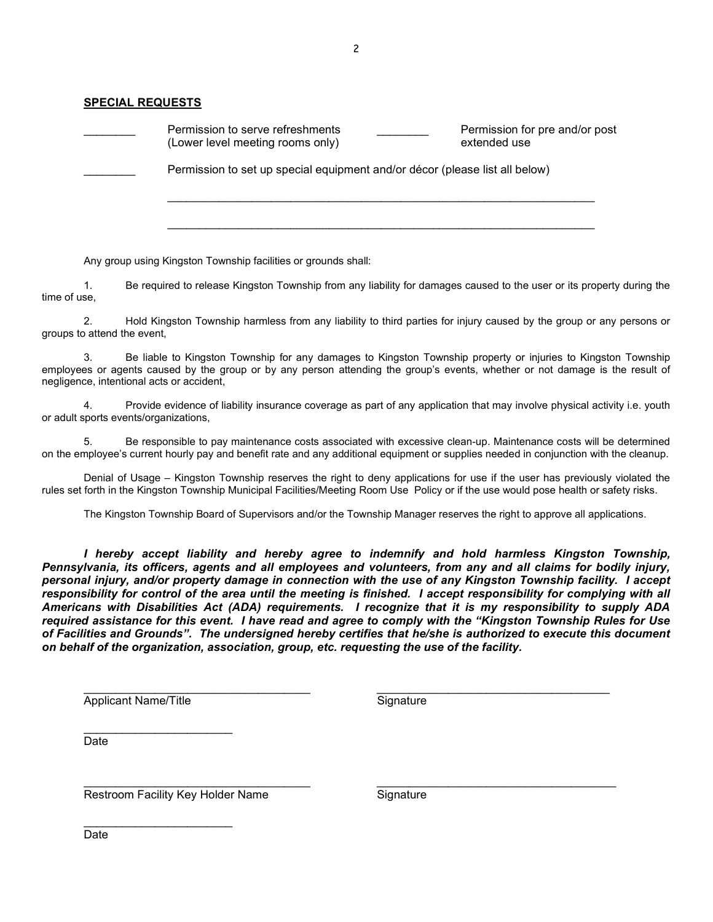## SPECIAL REQUESTS

________ Permission to serve refreshments (Lower level meeting rooms only)

________ Permission for pre and/or post extended use

________ Permission to set up special equipment and/or décor (please list all below)

_______________________________________________________________________

_______________________________________________________________________

Any group using Kingston Township facilities or grounds shall:

1. Be required to release Kingston Township from any liability for damages caused to the user or its property during the time of use,

2. Hold Kingston Township harmless from any liability to third parties for injury caused by the group or any persons or groups to attend the event,

3. Be liable to Kingston Township for any damages to Kingston Township property or injuries to Kingston Township employees or agents caused by the group or by any person attending the group's events, whether or not damage is the result of negligence, intentional acts or accident,

4. Provide evidence of liability insurance coverage as part of any application that may involve physical activity i.e. youth or adult sports events/organizations,

5. Be responsible to pay maintenance costs associated with excessive clean-up. Maintenance costs will be determined on the employee's current hourly pay and benefit rate and any additional equipment or supplies needed in conjunction with the cleanup.

Denial of Usage – Kingston Township reserves the right to deny applications for use if the user has previously violated the rules set forth in the Kingston Township Municipal Facilities/Meeting Room Use Policy or if the use would pose health or safety risks.

The Kingston Township Board of Supervisors and/or the Township Manager reserves the right to approve all applications.

***I hereby accept liability and hereby agree to indemnify and hold harmless Kingston Township, Pennsylvania, its officers, agents and all employees and volunteers, from any and all claims for bodily injury, personal injury, and/or property damage in connection with the use of any Kingston Township facility. I accept responsibility for control of the area until the meeting is finished. I accept responsibility for complying with all Americans with Disabilities Act (ADA) requirements. I recognize that it is my responsibility to supply ADA required assistance for this event. I have read and agree to comply with the "Kingston Township Rules for Use of Facilities and Grounds". The undersigned hereby certifies that he/she is authorized to execute this document on behalf of the organization, association, group, etc. requesting the use of the facility.***

___________________________________ ___________________________________

Applicant Name/Title Signature

_______________________

Date

___________________________________ ___________________________________

Restroom Facility Key Holder Name Signature

_______________________

Date